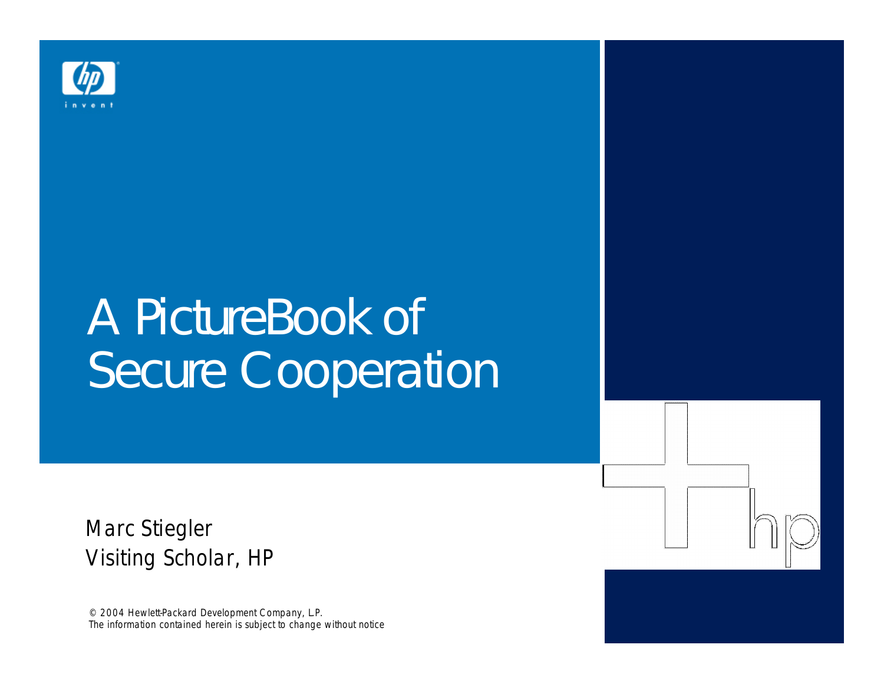# A PictureBook of Secure Cooperation

Marc Stiegler
Visiting Scholar, HP

© 2004 Hewlett-Packard Development Company, L.P.
The information contained herein is subject to change without notice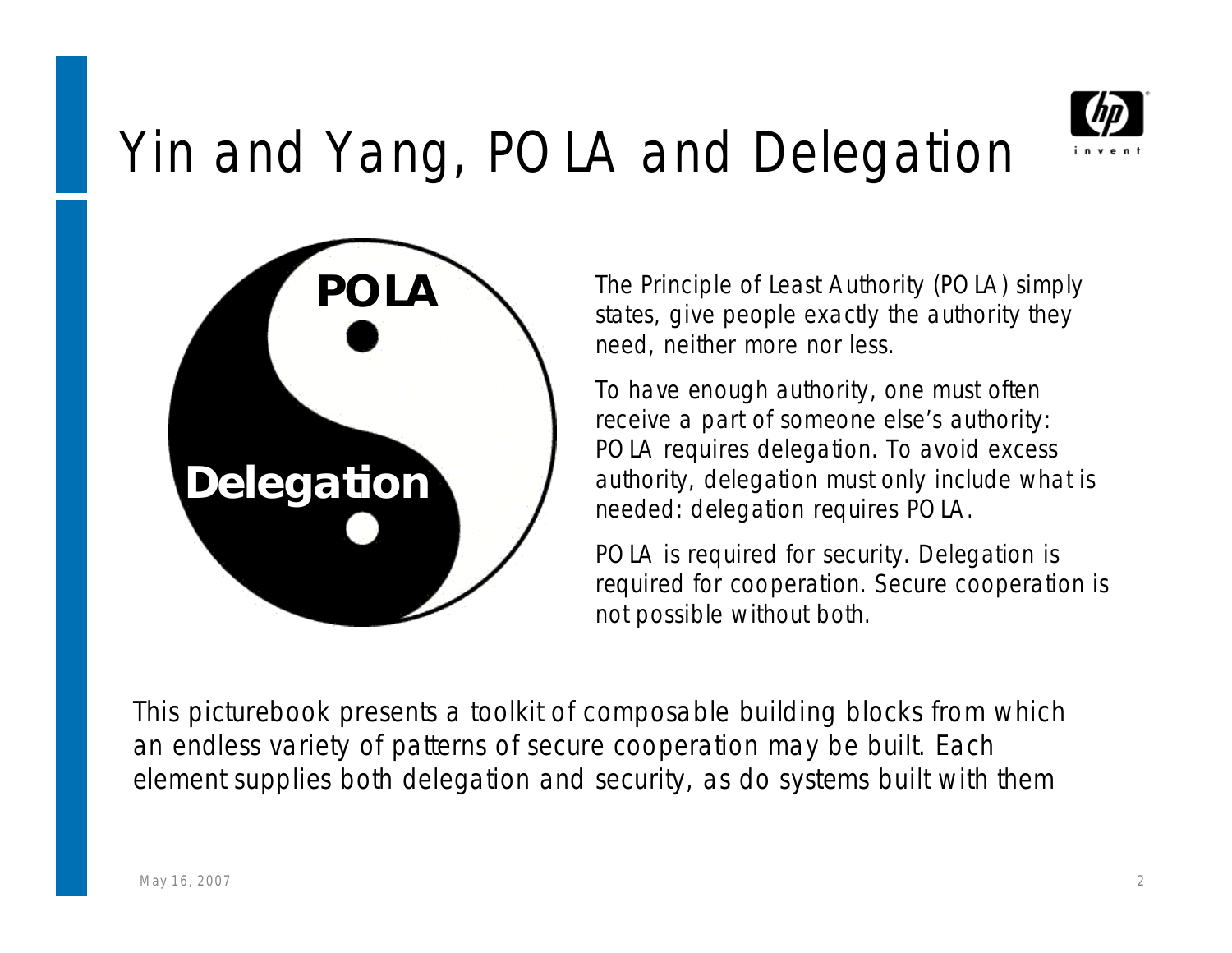# Yin and Yang, POLA and Delegation

POLA

Delegation

The Principle of Least Authority (POLA) simply states, give people exactly the authority they need, neither more nor less.

To have enough authority, one must often receive a part of someone else's authority: POLA requires delegation. To avoid excess authority, delegation must only include what is needed: delegation requires POLA.

POLA is required for security. Delegation is required for cooperation. Secure cooperation is not possible without both.

This picturebook presents a toolkit of composable building blocks from which an endless variety of patterns of secure cooperation may be built. Each element supplies both delegation and security, as do systems built with them

May 16, 2007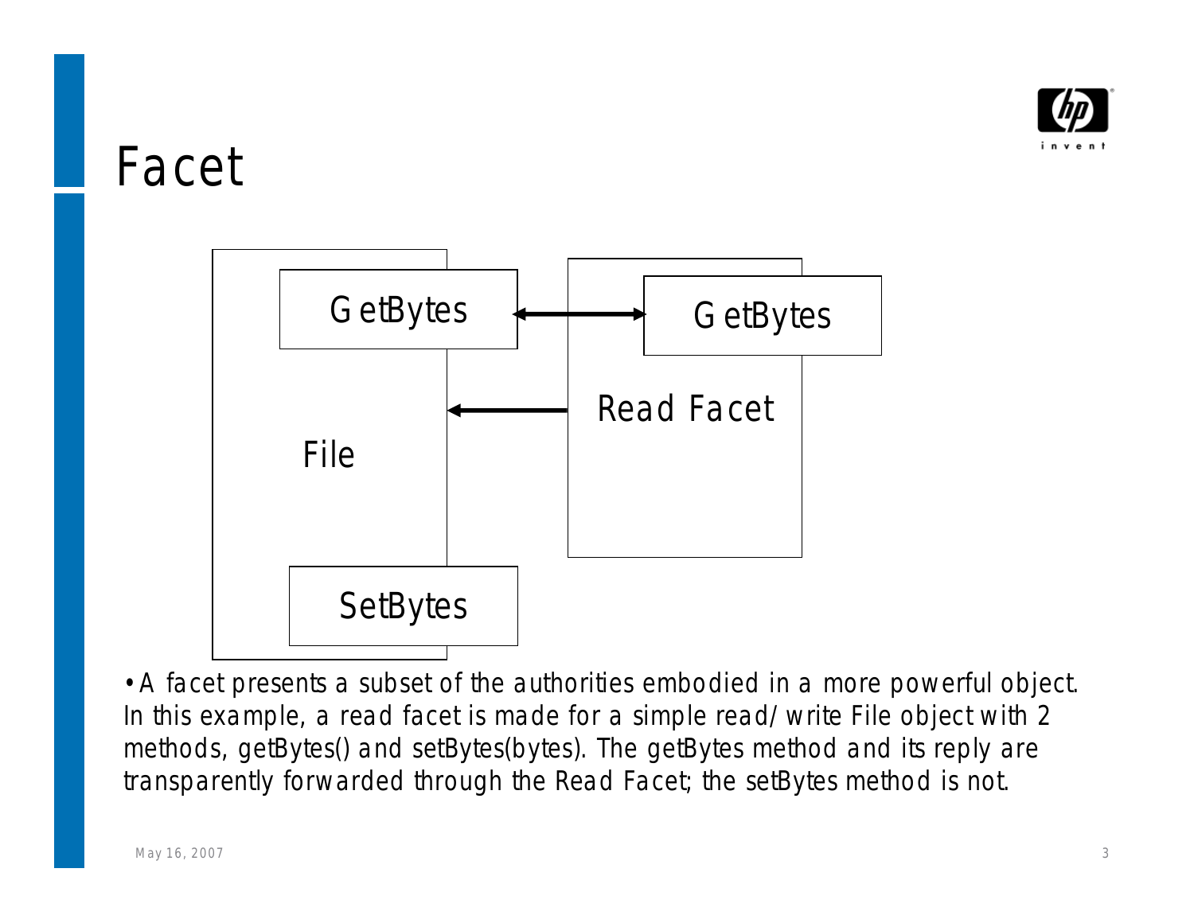# Facet

GetBytes

File

SetBytes

GetBytes

Read Facet

• A facet presents a subset of the authorities embodied in a more powerful object. In this example, a read facet is made for a simple read/write File object with 2 methods, getBytes() and setBytes(bytes). The getBytes method and its reply are transparently forwarded through the Read Facet; the setBytes method is not.

May 16, 2007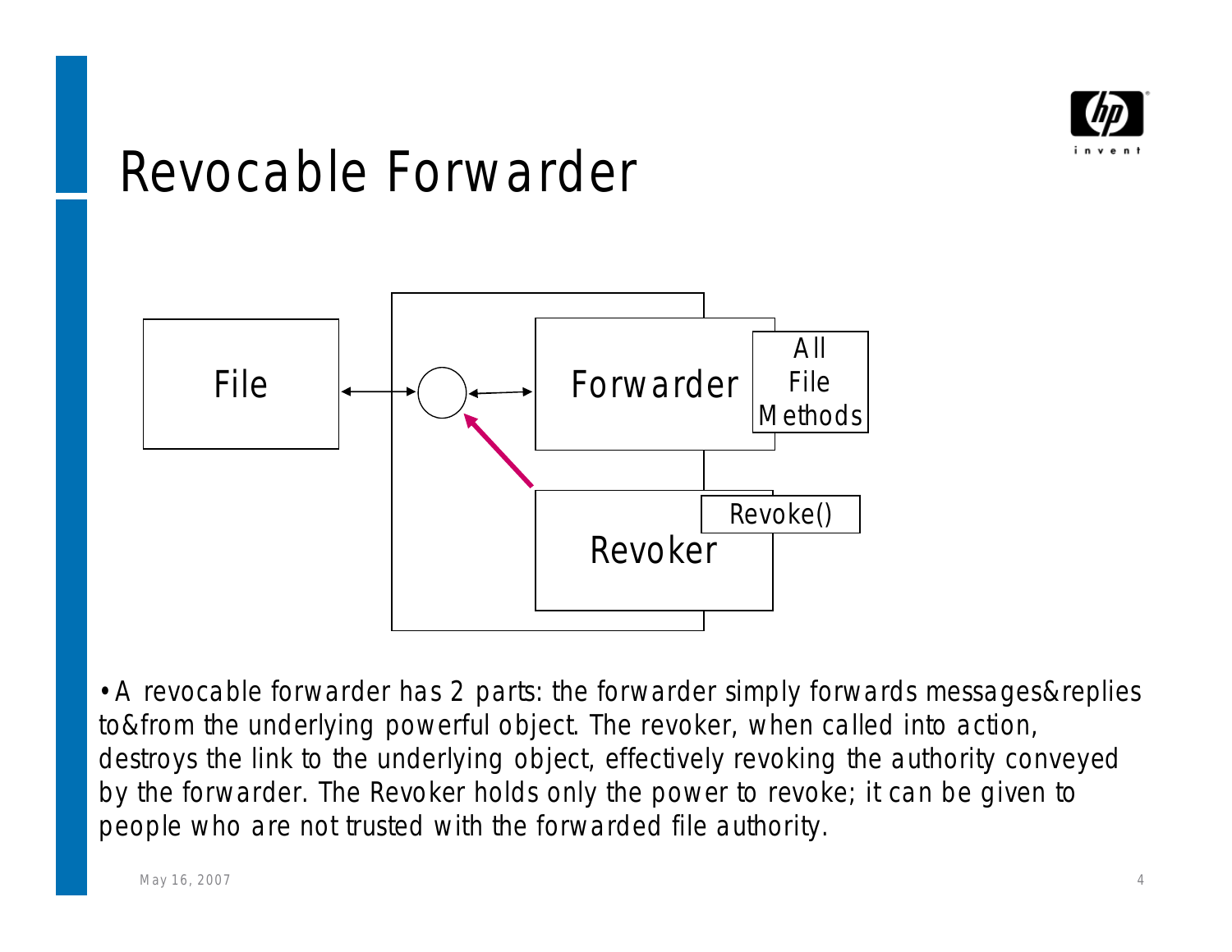# Revocable Forwarder

File

Forwarder

All File Methods

Revoker

Revoke()

- A revocable forwarder has 2 parts: the forwarder simply forwards messages&replies to&from the underlying powerful object. The revoker, when called into action, destroys the link to the underlying object, effectively revoking the authority conveyed by the forwarder. The Revoker holds only the power to revoke; it can be given to people who are not trusted with the forwarded file authority.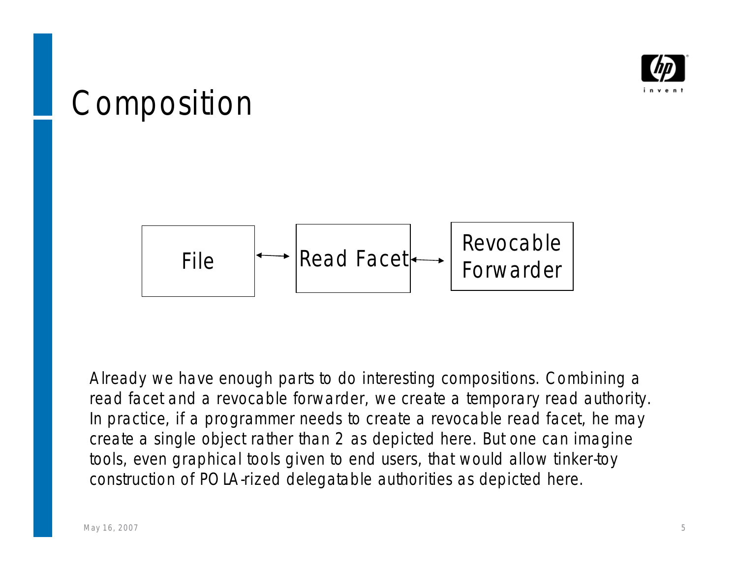# Composition

File ⟷ Read Facet ⟷ Revocable Forwarder

Already we have enough parts to do interesting compositions. Combining a read facet and a revocable forwarder, we create a temporary read authority. In practice, if a programmer needs to create a revocable read facet, he may create a single object rather than 2 as depicted here. But one can imagine tools, even graphical tools given to end users, that would allow tinker-toy construction of POLA-rized delegatable authorities as depicted here.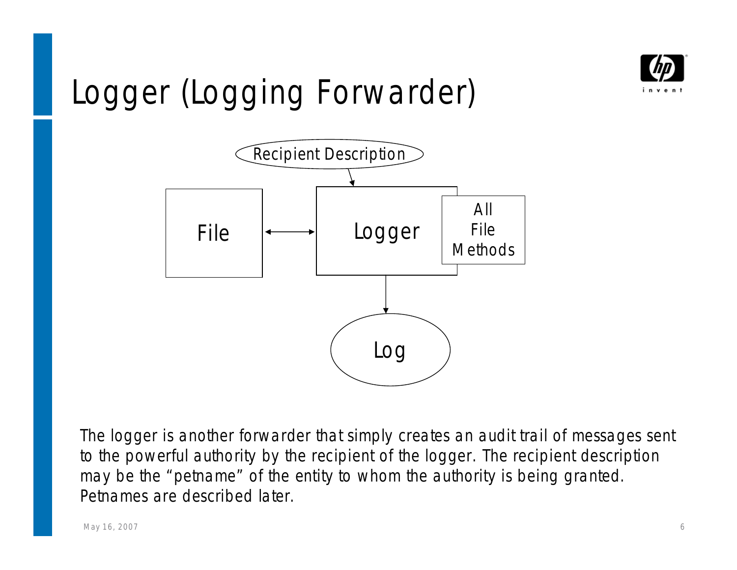# Logger (Logging Forwarder)

Recipient Description

File

Logger

All File Methods

Log

The logger is another forwarder that simply creates an audit trail of messages sent to the powerful authority by the recipient of the logger. The recipient description may be the "petname" of the entity to whom the authority is being granted. Petnames are described later.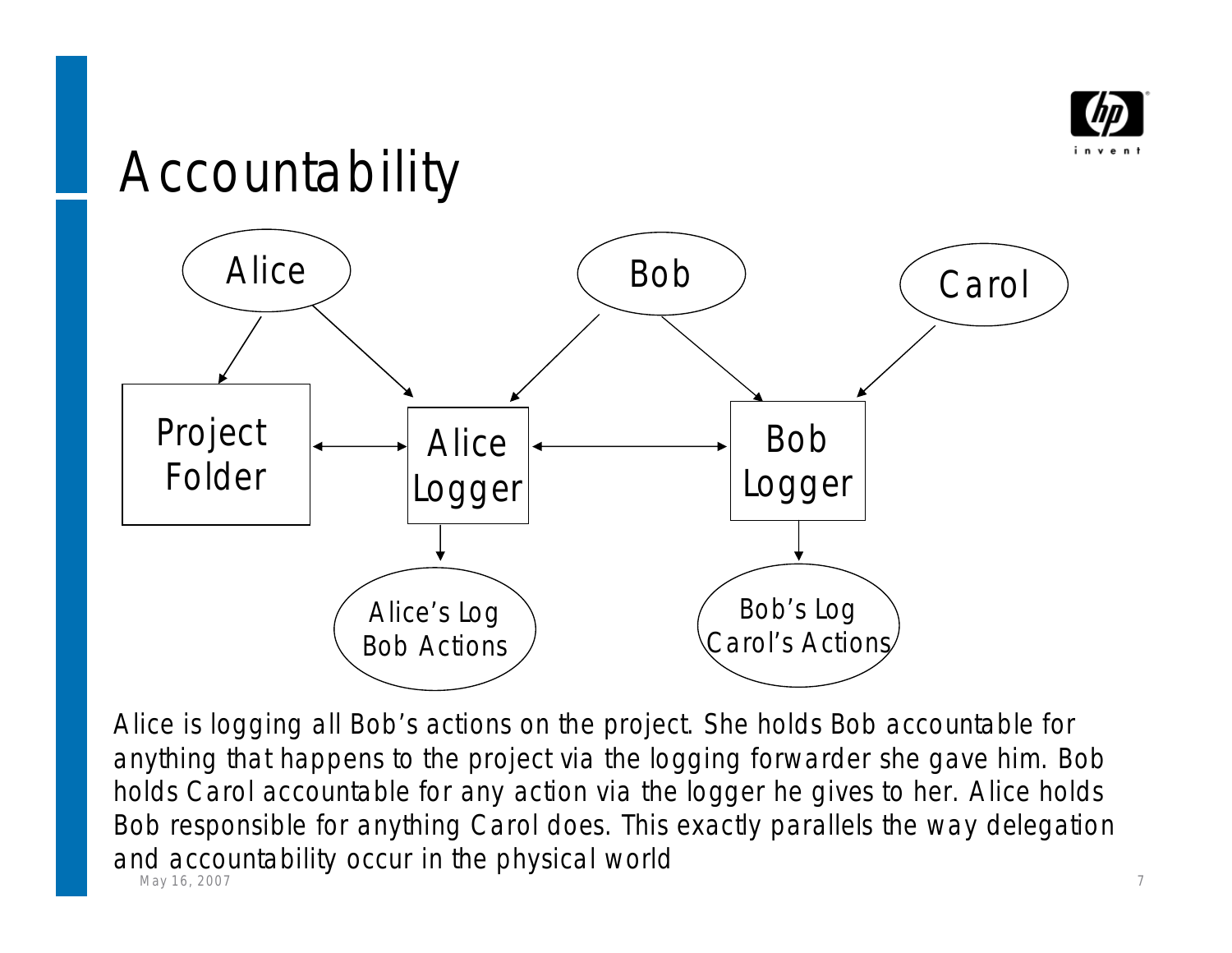# Accountability

Alice

Bob

Carol

Project Folder

Alice Logger

Bob Logger

Alice's Log Bob Actions

Bob's Log Carol's Actions

Alice is logging all Bob's actions on the project. She holds Bob accountable for anything that happens to the project via the logging forwarder she gave him. Bob holds Carol accountable for any action via the logger he gives to her. Alice holds Bob responsible for anything Carol does. This exactly parallels the way delegation and accountability occur in the physical world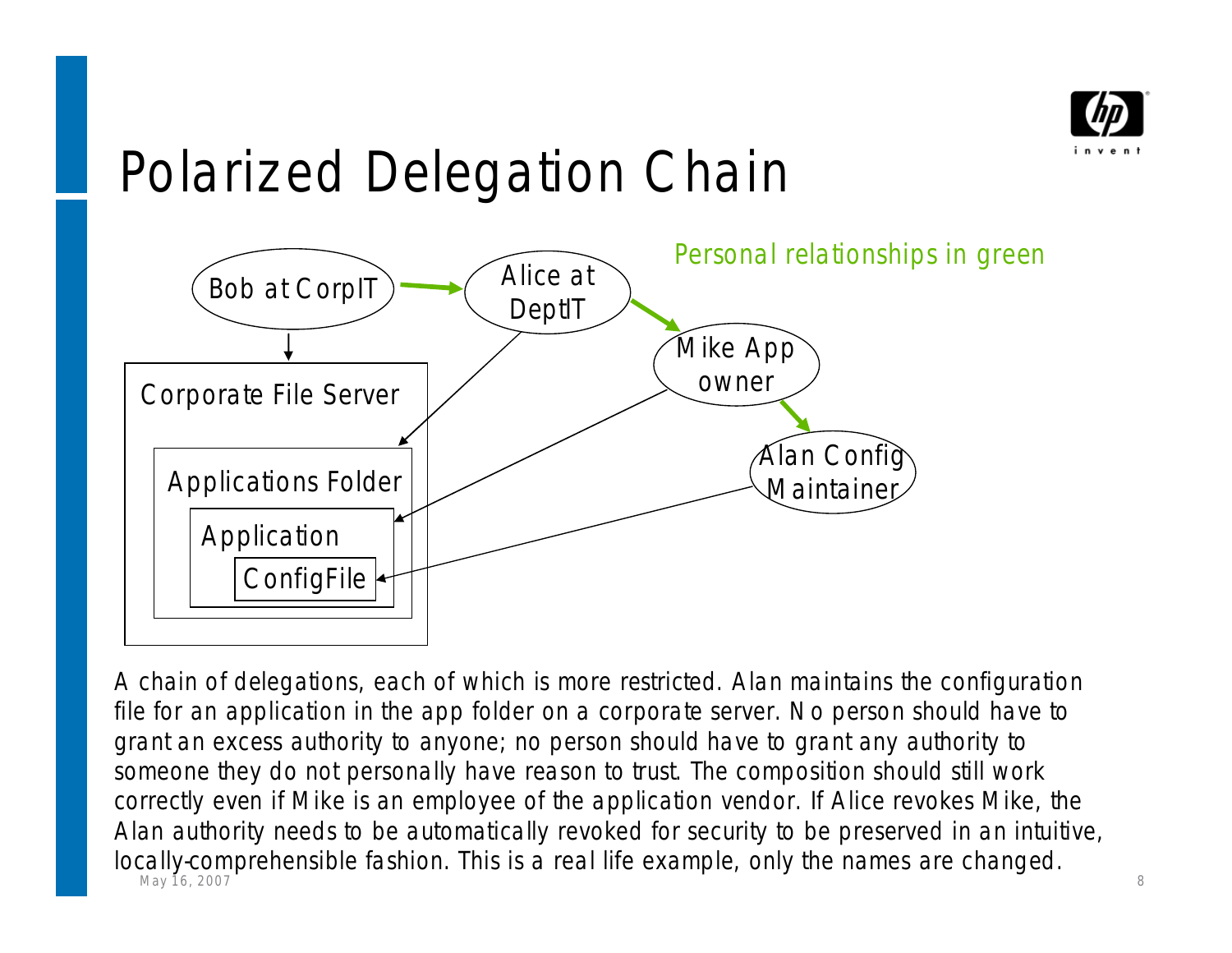# Polarized Delegation Chain

Personal relationships in green

Bob at CorpIT

Alice at DeptIT

Mike App owner

Alan Config Maintainer

Corporate File Server

Applications Folder

Application

ConfigFile

A chain of delegations, each of which is more restricted. Alan maintains the configuration file for an application in the app folder on a corporate server. No person should have to grant an excess authority to anyone; no person should have to grant any authority to someone they do not personally have reason to trust. The composition should still work correctly even if Mike is an employee of the application vendor. If Alice revokes Mike, the Alan authority needs to be automatically revoked for security to be preserved in an intuitive, locally-comprehensible fashion. This is a real life example, only the names are changed.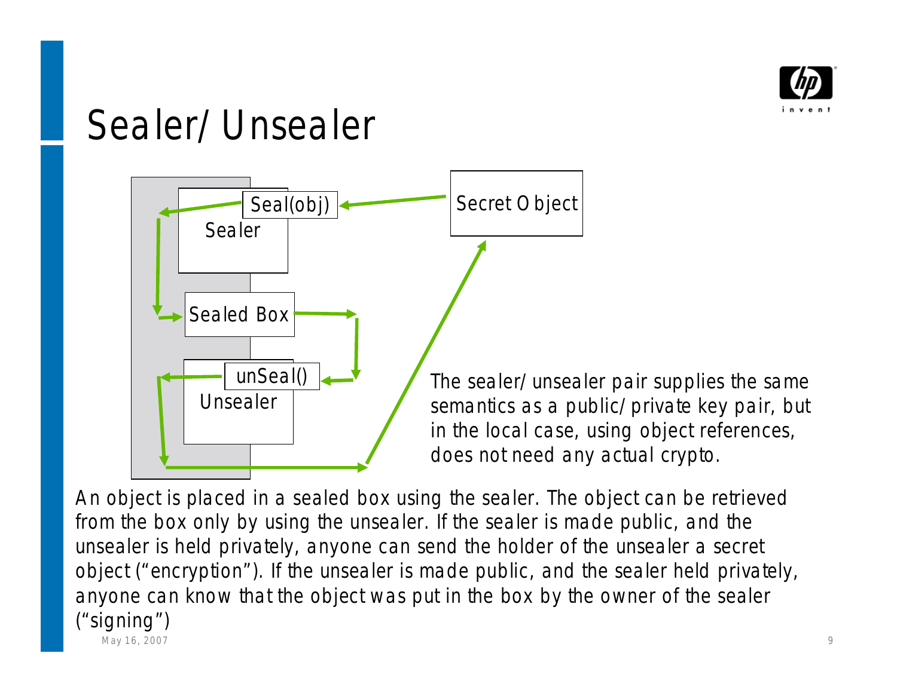# Sealer/Unsealer

Seal(obj)

Sealer

Secret Object

Sealed Box

unSeal()

Unsealer

The sealer/unsealer pair supplies the same semantics as a public/private key pair, but in the local case, using object references, does not need any actual crypto.

An object is placed in a sealed box using the sealer. The object can be retrieved from the box only by using the unsealer. If the sealer is made public, and the unsealer is held privately, anyone can send the holder of the unsealer a secret object ("encryption"). If the unsealer is made public, and the sealer held privately, anyone can know that the object was put in the box by the owner of the sealer ("signing")

May 16, 2007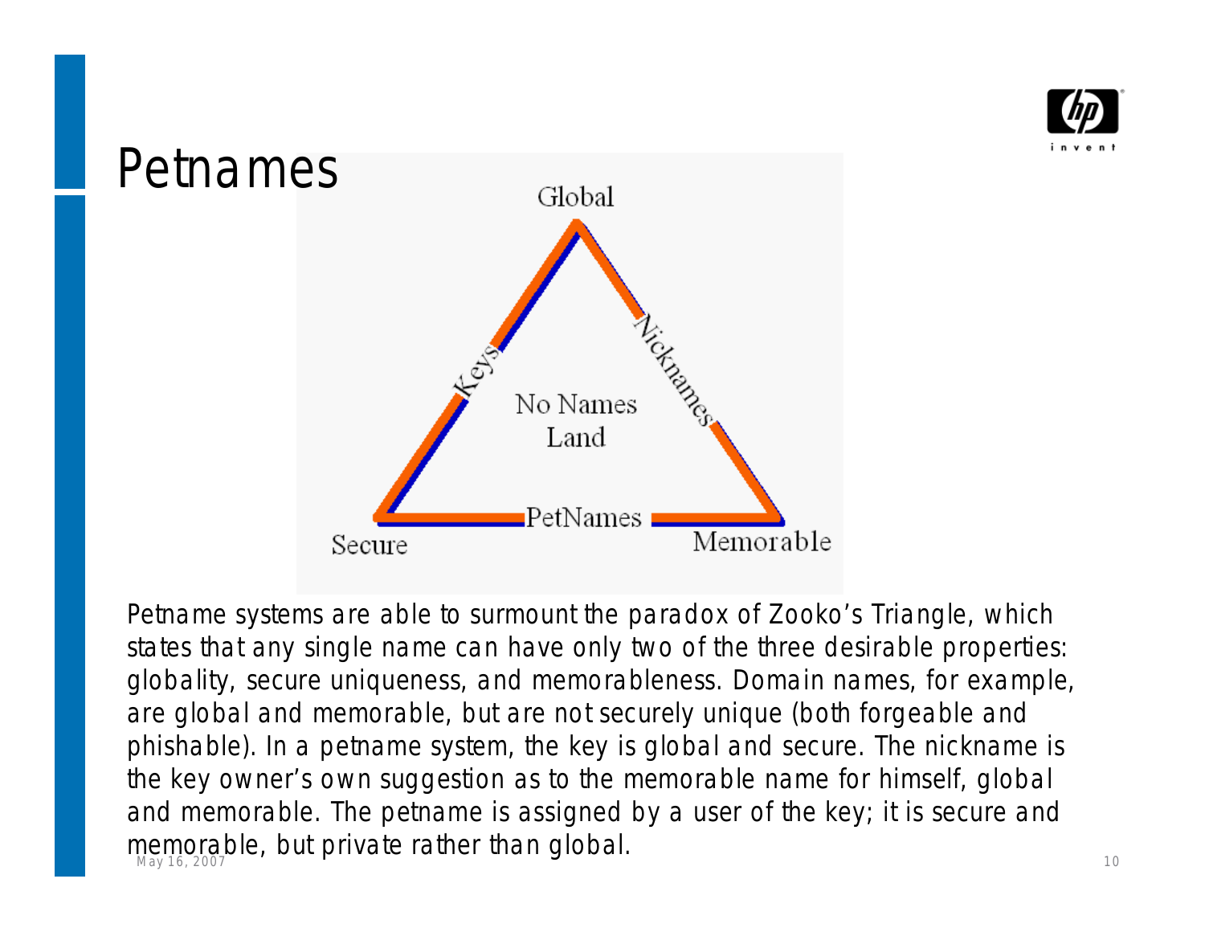# Petnames

Global

Keys

Nicknames

No Names Land

PetNames

Secure

Memorable

Petname systems are able to surmount the paradox of Zooko's Triangle, which states that any single name can have only two of the three desirable properties: globality, secure uniqueness, and memorableness. Domain names, for example, are global and memorable, but are not securely unique (both forgeable and phishable). In a petname system, the key is global and secure. The nickname is the key owner's own suggestion as to the memorable name for himself, global and memorable. The petname is assigned by a user of the key; it is secure and memorable, but private rather than global.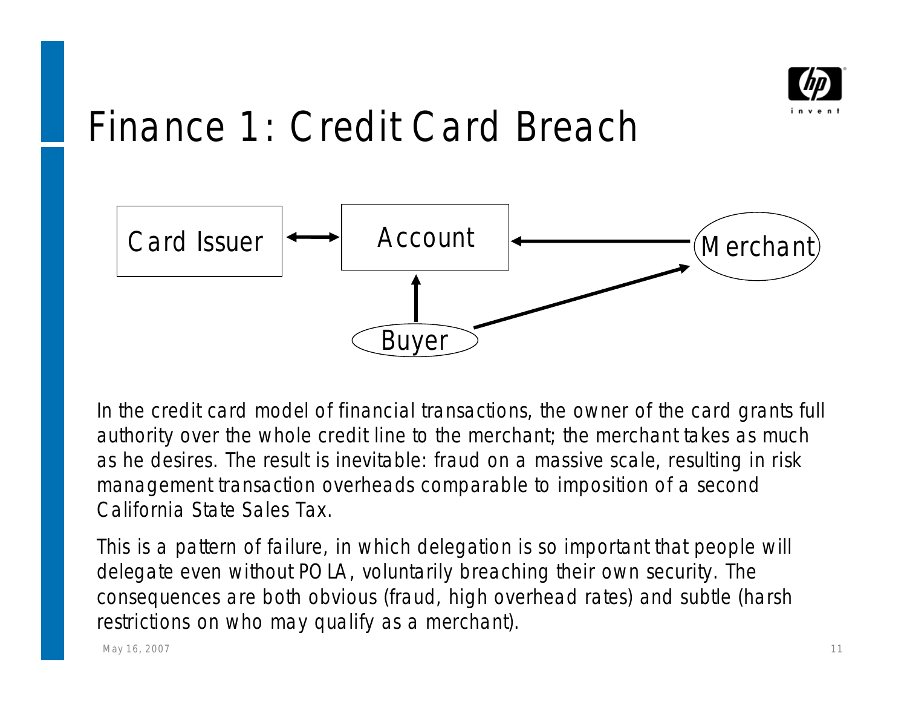# Finance 1: Credit Card Breach

Card Issuer ⟷ Account ← Merchant

Buyer → Account; Buyer → Merchant

In the credit card model of financial transactions, the owner of the card grants full authority over the whole credit line to the merchant; the merchant takes as much as he desires. The result is inevitable: fraud on a massive scale, resulting in risk management transaction overheads comparable to imposition of a second California State Sales Tax.

This is a pattern of failure, in which delegation is so important that people will delegate even without POLA, voluntarily breaching their own security. The consequences are both obvious (fraud, high overhead rates) and subtle (harsh restrictions on who may qualify as a merchant).

May 16, 2007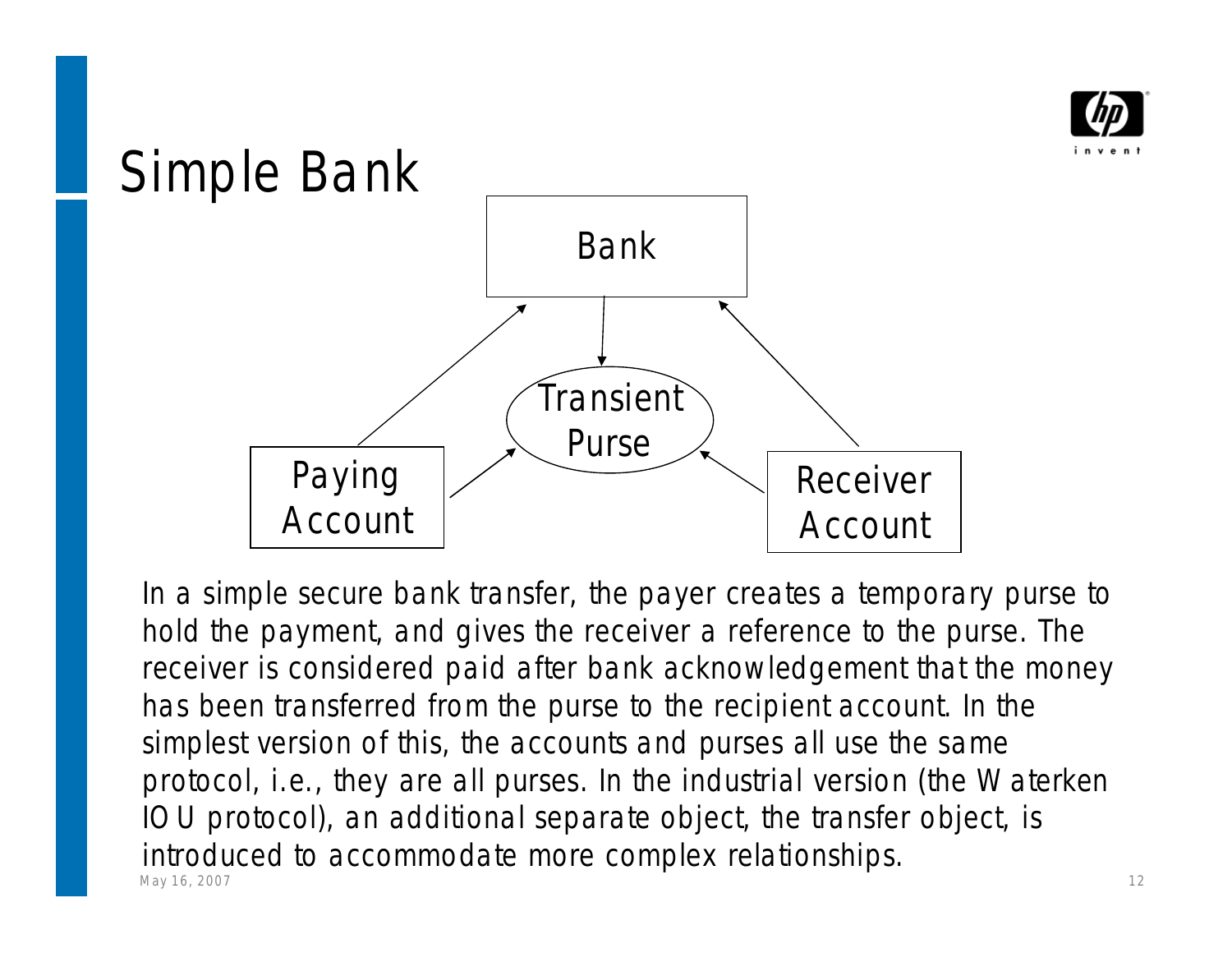# Simple Bank

Bank

Transient Purse

Paying Account

Receiver Account

In a simple secure bank transfer, the payer creates a temporary purse to hold the payment, and gives the receiver a reference to the purse. The receiver is considered paid after bank acknowledgement that the money has been transferred from the purse to the recipient account. In the simplest version of this, the accounts and purses all use the same protocol, i.e., they are all purses. In the industrial version (the Waterken IOU protocol), an additional separate object, the transfer object, is introduced to accommodate more complex relationships.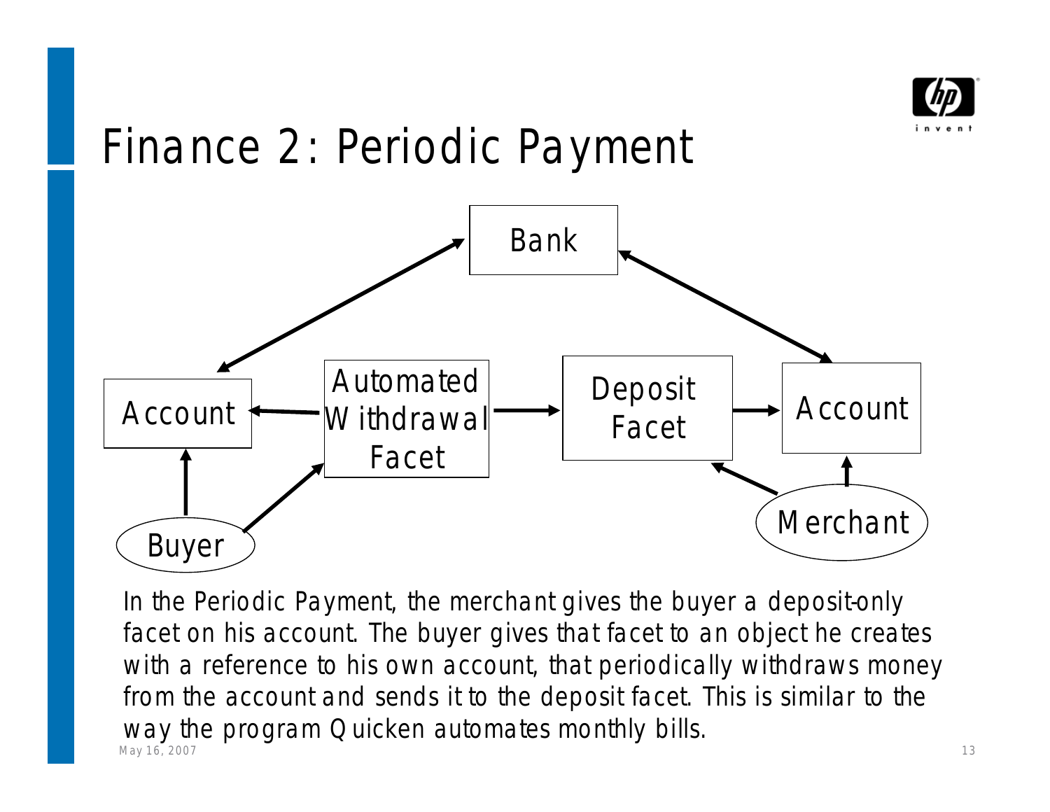# Finance 2: Periodic Payment

In the Periodic Payment, the merchant gives the buyer a deposit-only facet on his account. The buyer gives that facet to an object he creates with a reference to his own account, that periodically withdraws money from the account and sends it to the deposit facet. This is similar to the way the program Quicken automates monthly bills.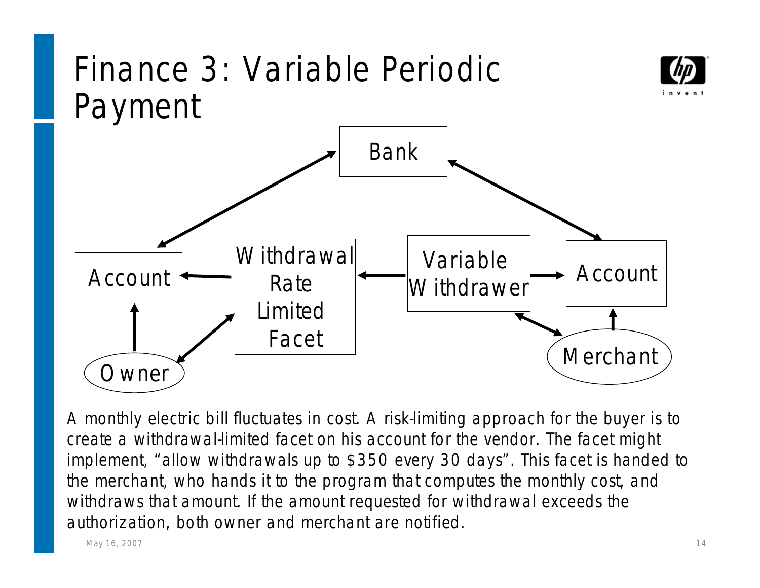# Finance 3: Variable Periodic Payment

Bank

Account

Withdrawal Rate Limited Facet

Variable Withdrawer

Account

Owner

Merchant

A monthly electric bill fluctuates in cost. A risk-limiting approach for the buyer is to create a withdrawal-limited facet on his account for the vendor. The facet might implement, "allow withdrawals up to $350 every 30 days". This facet is handed to the merchant, who hands it to the program that computes the monthly cost, and withdraws that amount. If the amount requested for withdrawal exceeds the authorization, both owner and merchant are notified.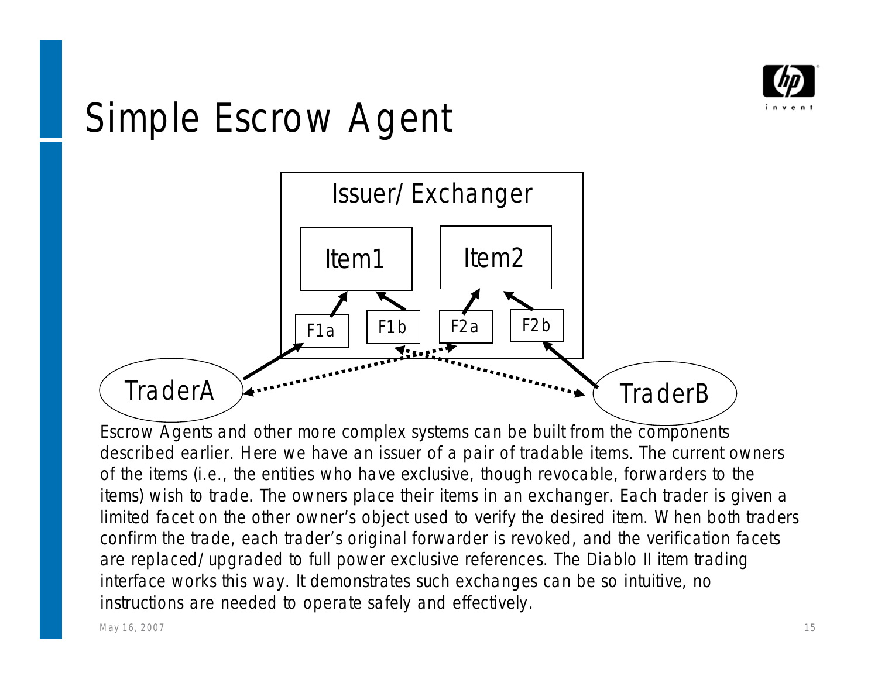# Simple Escrow Agent

Issuer/Exchanger

Item1 Item2

F1a F1b F2a F2b

TraderA TraderB

Escrow Agents and other more complex systems can be built from the components described earlier. Here we have an issuer of a pair of tradable items. The current owners of the items (i.e., the entities who have exclusive, though revocable, forwarders to the items) wish to trade. The owners place their items in an exchanger. Each trader is given a limited facet on the other owner's object used to verify the desired item. When both traders confirm the trade, each trader's original forwarder is revoked, and the verification facets are replaced/upgraded to full power exclusive references. The Diablo II item trading interface works this way. It demonstrates such exchanges can be so intuitive, no instructions are needed to operate safely and effectively.

May 16, 2007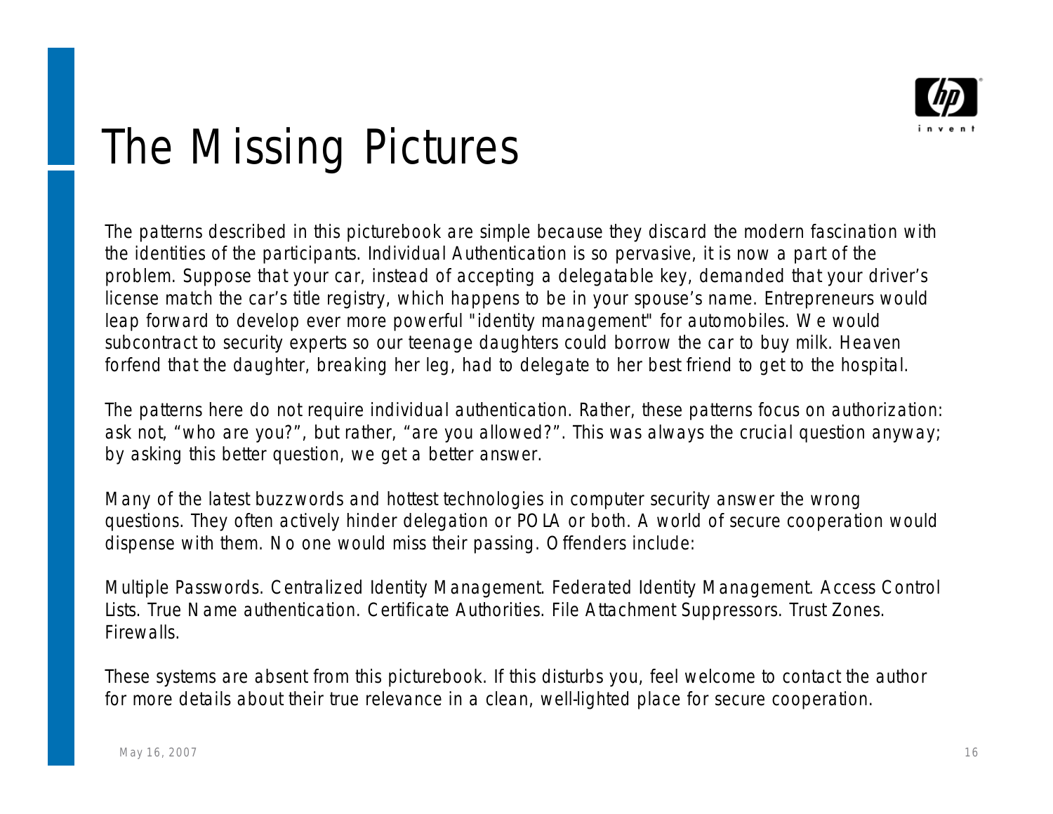# The Missing Pictures

The patterns described in this picturebook are simple because they discard the modern fascination with the identities of the participants. Individual Authentication is so pervasive, it is now a part of the problem. Suppose that your car, instead of accepting a delegatable key, demanded that your driver's license match the car's title registry, which happens to be in your spouse's name. Entrepreneurs would leap forward to develop ever more powerful "identity management" for automobiles. We would subcontract to security experts so our teenage daughters could borrow the car to buy milk. Heaven forfend that the daughter, breaking her leg, had to delegate to her best friend to get to the hospital.

The patterns here do not require individual authentication. Rather, these patterns focus on authorization: ask not, "who are you?", but rather, "are you allowed?". This was always the crucial question anyway; by asking this better question, we get a better answer.

Many of the latest buzzwords and hottest technologies in computer security answer the wrong questions. They often actively hinder delegation or POLA or both. A world of secure cooperation would dispense with them. No one would miss their passing. Offenders include:

Multiple Passwords. Centralized Identity Management. Federated Identity Management. Access Control Lists. True Name authentication. Certificate Authorities. File Attachment Suppressors. Trust Zones. Firewalls.

These systems are absent from this picturebook. If this disturbs you, feel welcome to contact the author for more details about their true relevance in a clean, well-lighted place for secure cooperation.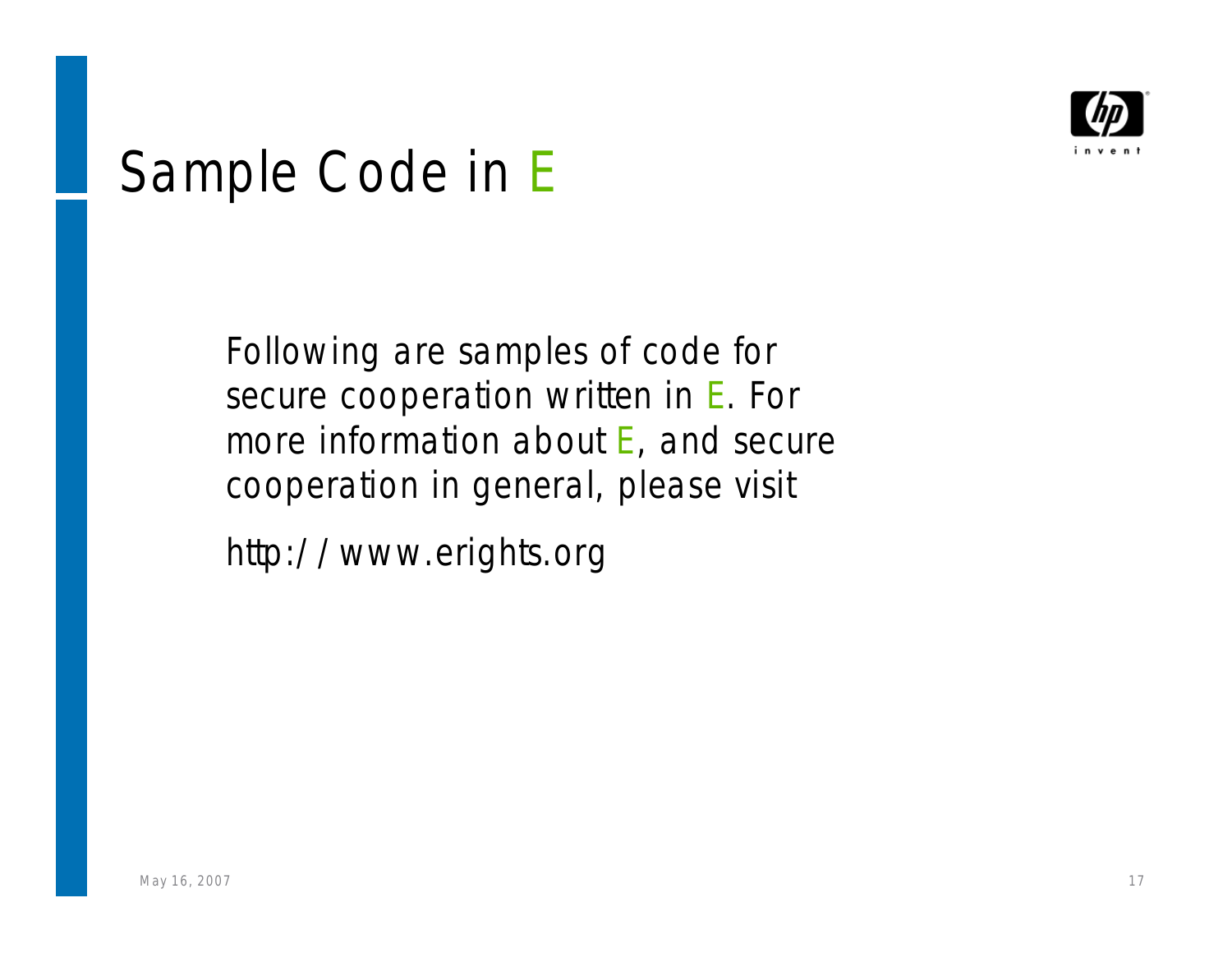# Sample Code in E

Following are samples of code for secure cooperation written in E. For more information about E, and secure cooperation in general, please visit

http://www.erights.org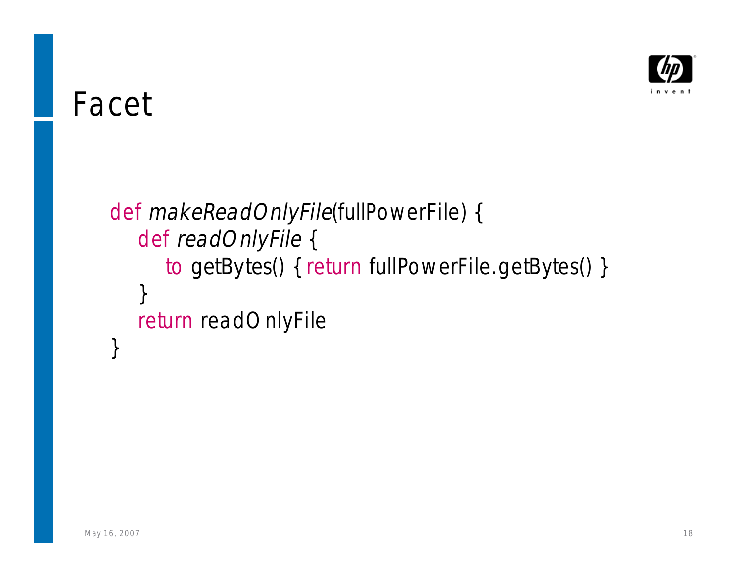# Facet

```
def makeReadOnlyFile(fullPowerFile) {
    def readOnlyFile {
        to getBytes() { return fullPowerFile.getBytes() }
    }
    return readOnlyFile
}
```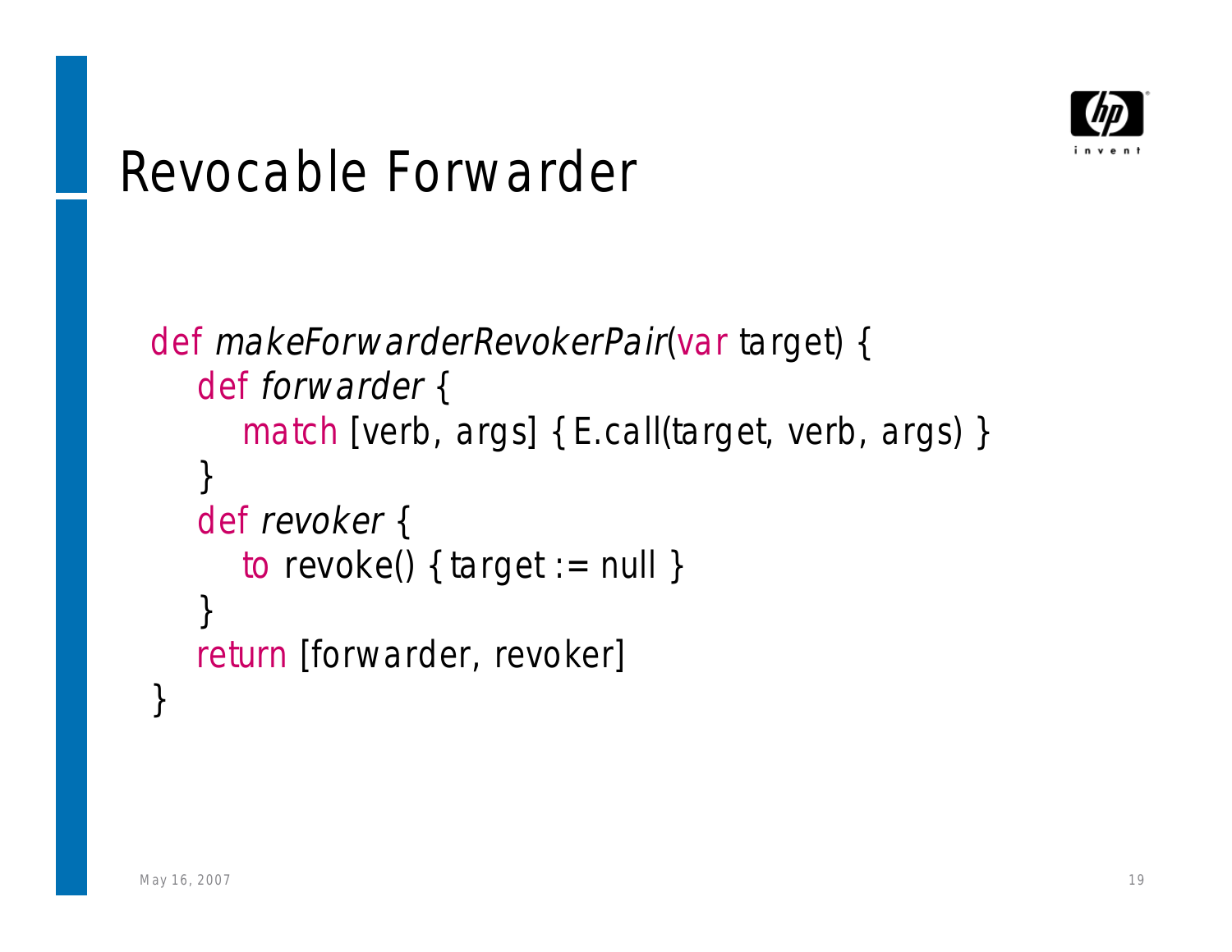# Revocable Forwarder

```
def makeForwarderRevokerPair(var target) {
    def forwarder {
        match [verb, args] { E.call(target, verb, args) }
    }
    def revoker {
        to revoke() { target := null }
    }
    return [forwarder, revoker]
}
```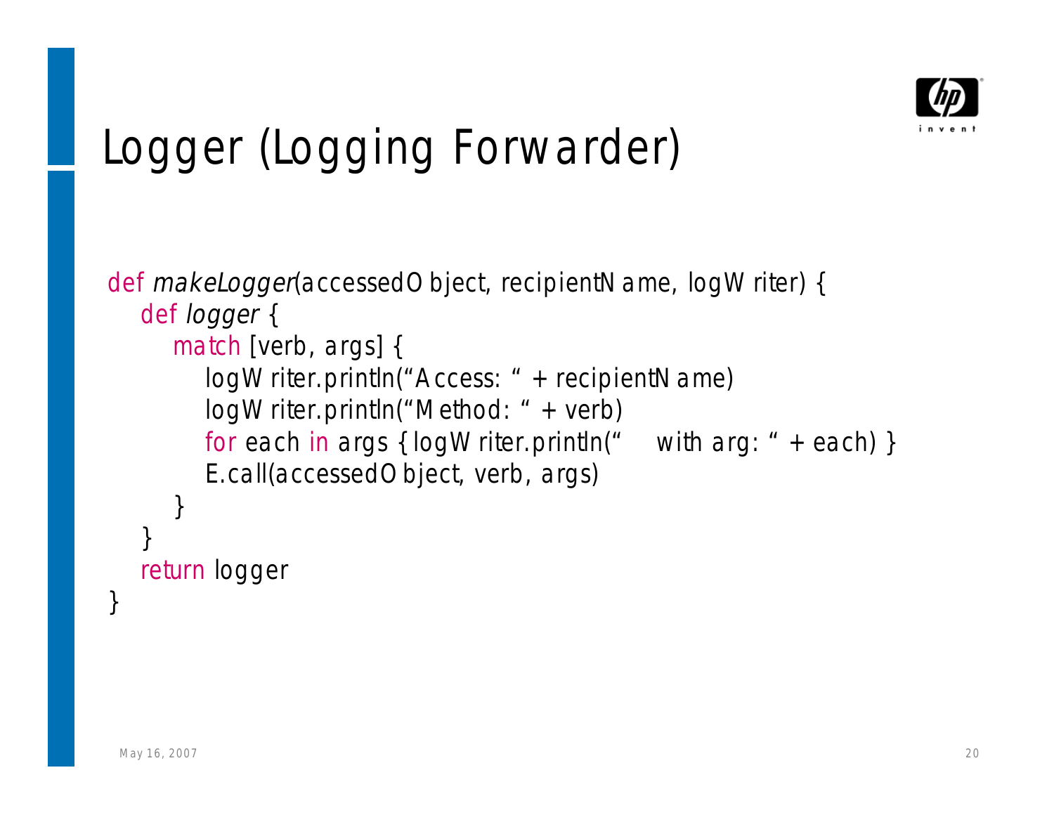# Logger (Logging Forwarder)

```
def makeLogger(accessedObject, recipientName, logWriter) {
    def logger {
        match [verb, args] {
            logWriter.println("Access: " + recipientName)
            logWriter.println("Method: " + verb)
            for each in args { logWriter.println("    with arg: " + each) }
            E.call(accessedObject, verb, args)
        }
    }
    return logger
}
```

May 16, 2007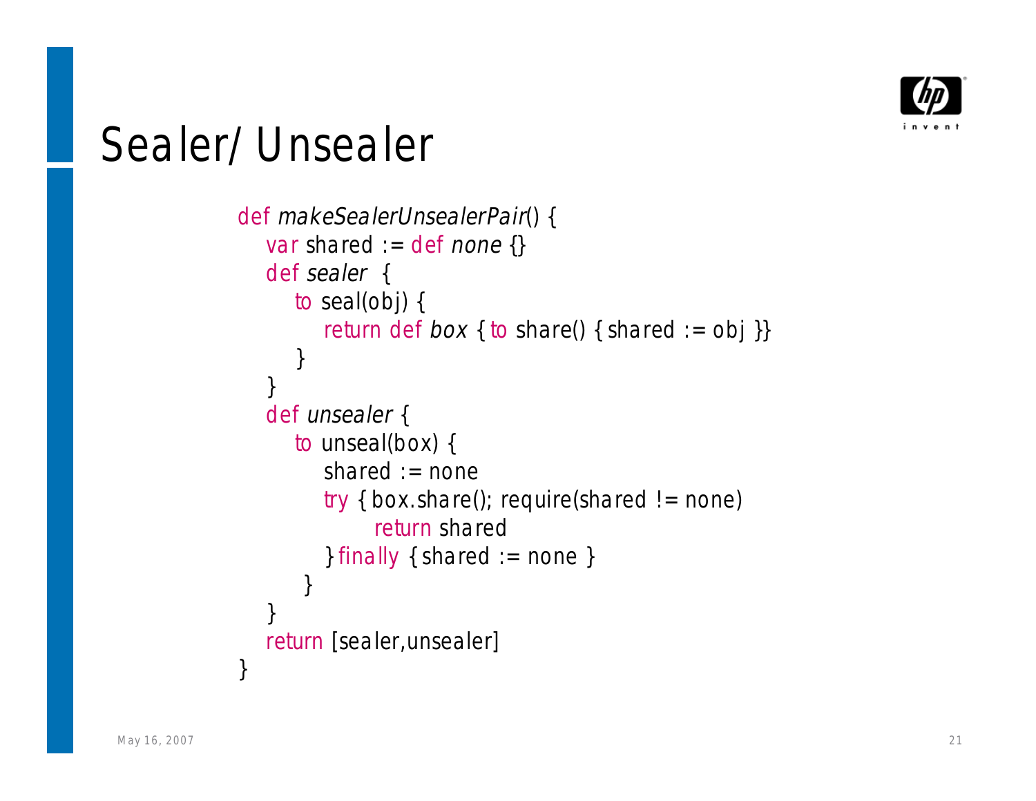# Sealer/ Unsealer

```
def makeSealerUnsealerPair() {
    var shared := def none {}
    def sealer  {
        to seal(obj) {
            return def box { to share() { shared := obj }}
        }
    }
    def unsealer {
        to unseal(box) {
            shared := none
            try { box.share(); require(shared != none)
                  return shared
            } finally { shared := none }
         }
    }
    return [sealer,unsealer]
}
```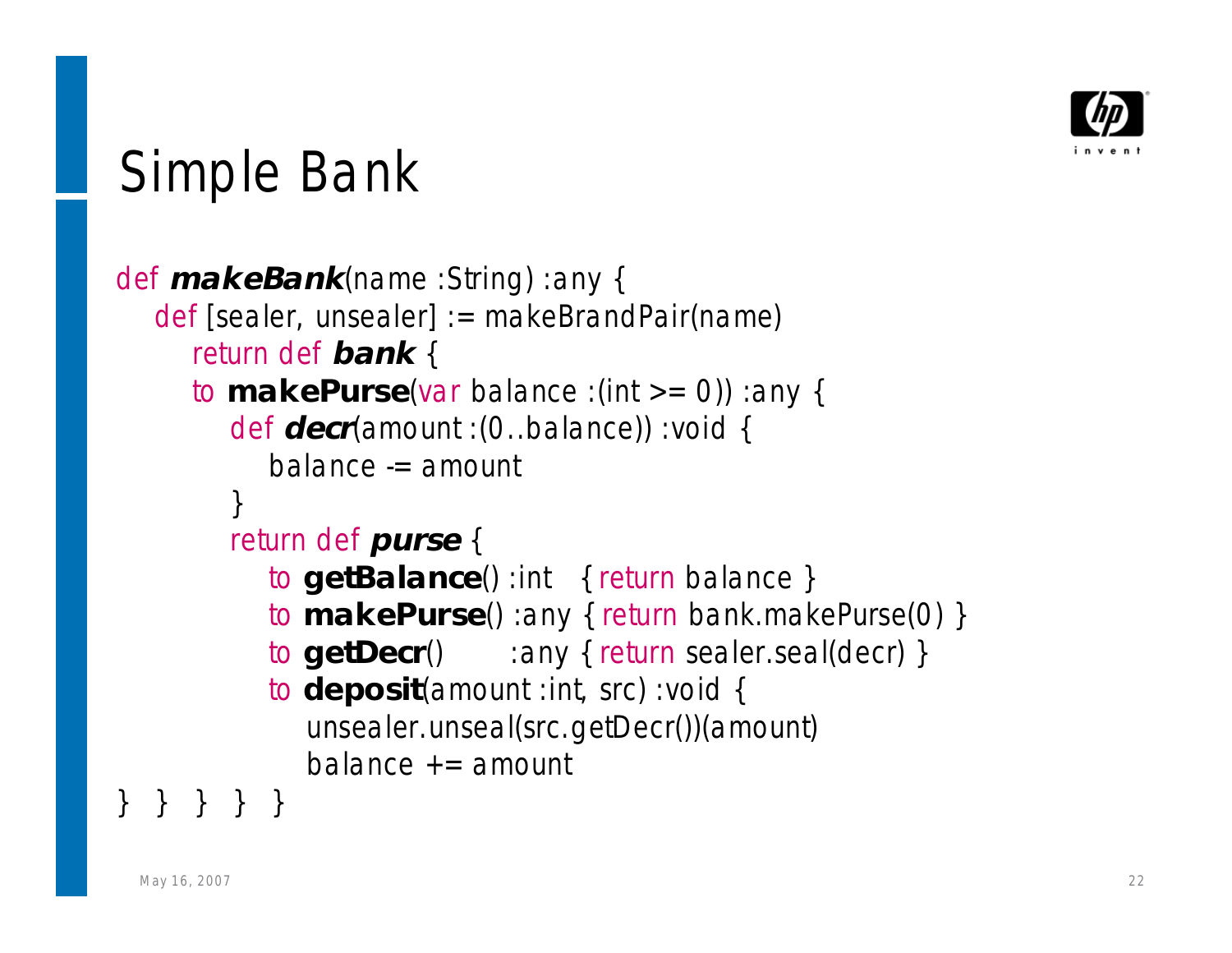# Simple Bank

```
def makeBank(name :String) :any {
   def [sealer, unsealer] := makeBrandPair(name)
      return def bank {
      to makePurse(var balance :(int >= 0)) :any {
         def decr(amount :(0..balance)) :void {
            balance -= amount
         }
         return def purse {
            to getBalance() :int   { return balance }
            to makePurse() :any { return bank.makePurse(0) }
            to getDecr()        :any { return sealer.seal(decr) }
            to deposit(amount :int, src) :void {
               unsealer.unseal(src.getDecr())(amount)
               balance += amount
}  }  }  }  }
```

May 16, 2007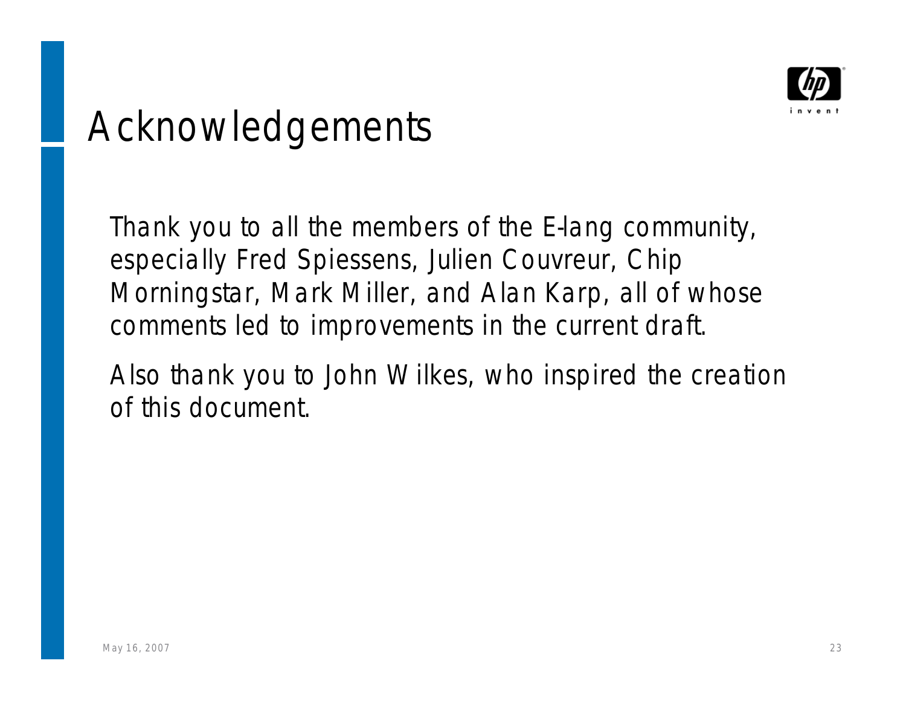# Acknowledgements

Thank you to all the members of the E-lang community, especially Fred Spiessens, Julien Couvreur, Chip Morningstar, Mark Miller, and Alan Karp, all of whose comments led to improvements in the current draft.

Also thank you to John Wilkes, who inspired the creation of this document.